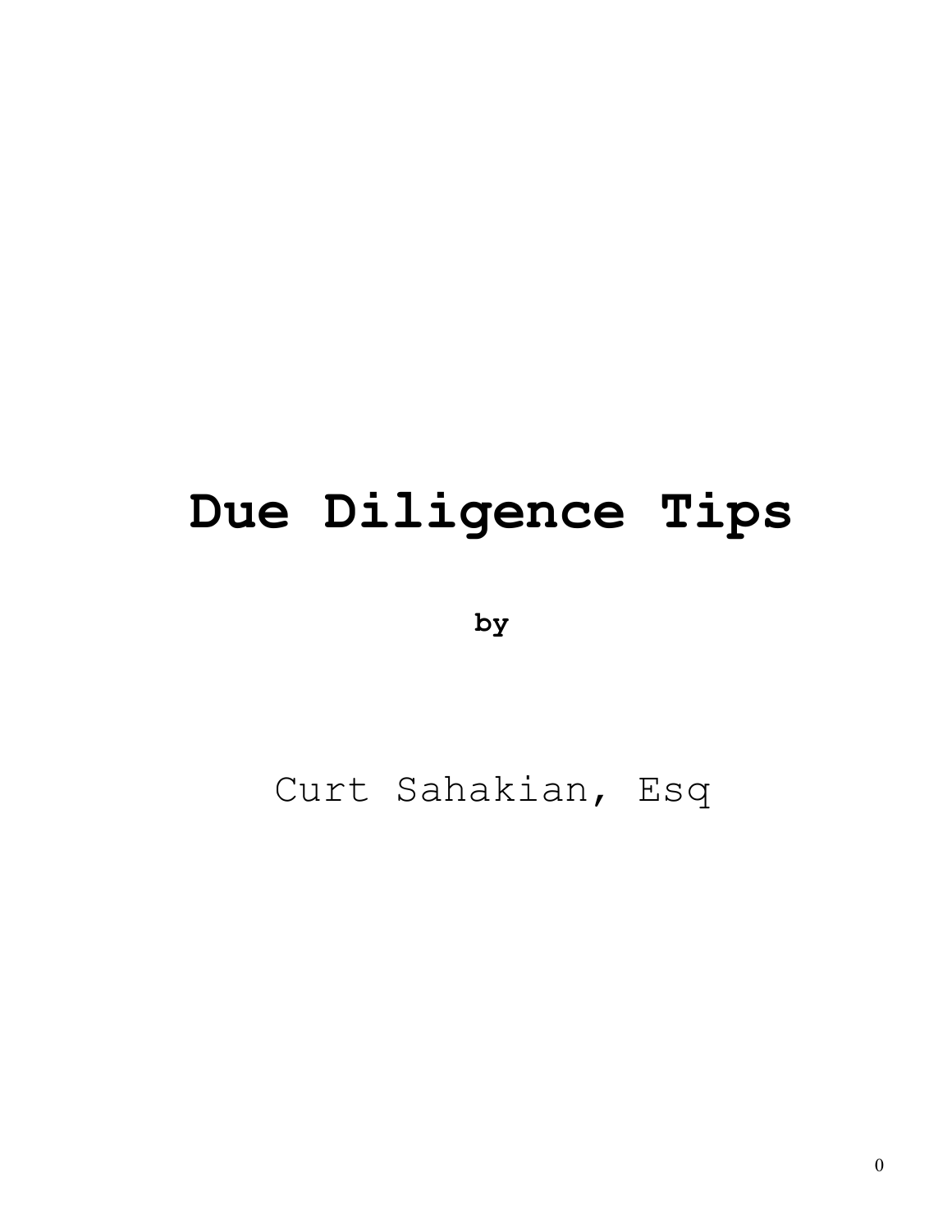# Due Diligence Tips

**by**

Curt Sahakian, Esq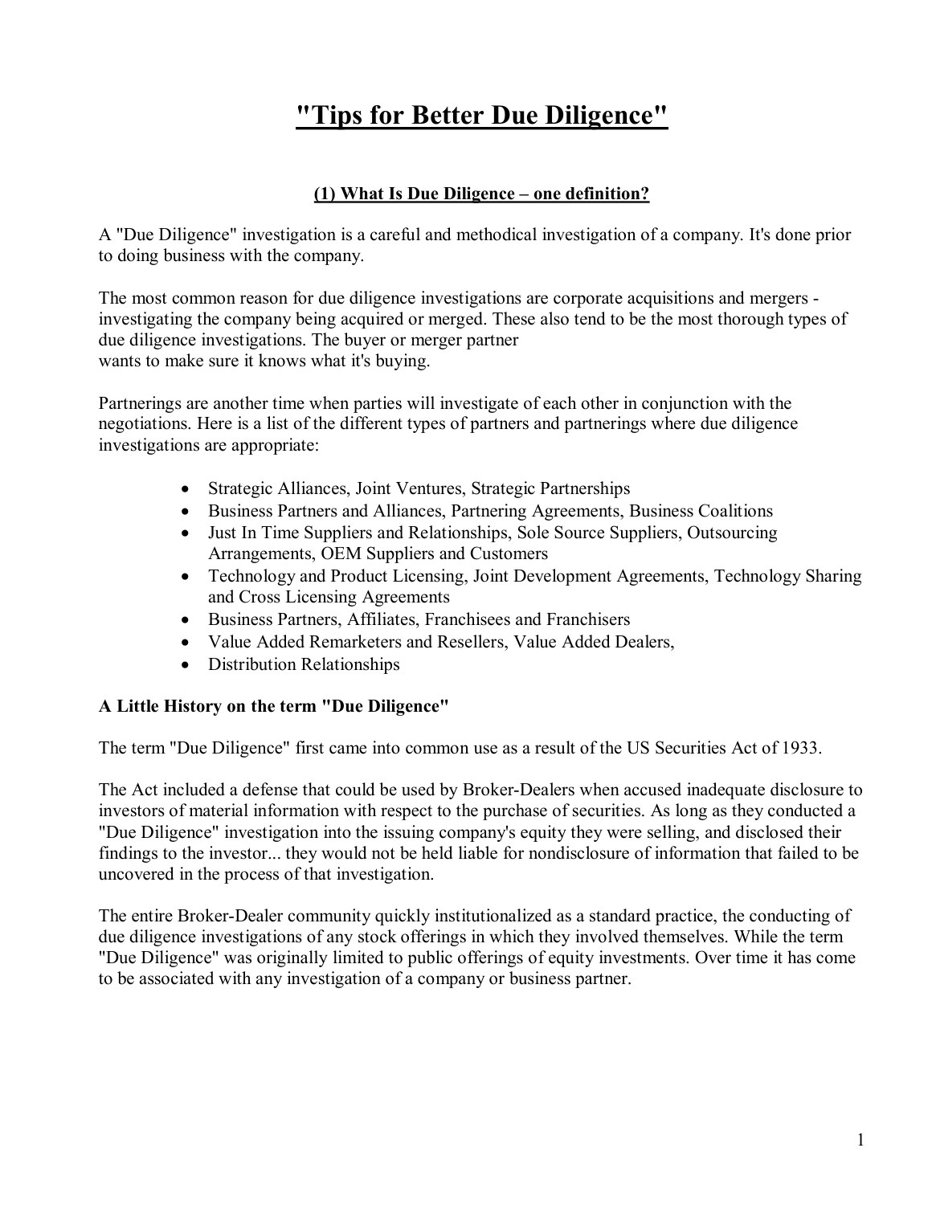# "Tips for Better Due Diligence"

## (1) What Is Due Diligence – one definition?

A "Due Diligence" investigation is a careful and methodical investigation of a company. It's done prior to doing business with the company.

The most common reason for due diligence investigations are corporate acquisitions and mergers - investigating the company being acquired or merged. These also tend to be the most thorough types of due diligence investigations. The buyer or merger partner wants to make sure it knows what it's buying.

Partnerings are another time when parties will investigate of each other in conjunction with the negotiations. Here is a list of the different types of partners and partnerings where due diligence investigations are appropriate:

- Strategic Alliances, Joint Ventures, Strategic Partnerships
- Business Partners and Alliances, Partnering Agreements, Business Coalitions
- Just In Time Suppliers and Relationships, Sole Source Suppliers, Outsourcing Arrangements, OEM Suppliers and Customers
- Technology and Product Licensing, Joint Development Agreements, Technology Sharing and Cross Licensing Agreements
- Business Partners, Affiliates, Franchisees and Franchisers
- Value Added Remarketers and Resellers, Value Added Dealers,
- Distribution Relationships

**A Little History on the term "Due Diligence"**

The term "Due Diligence" first came into common use as a result of the US Securities Act of 1933.

The Act included a defense that could be used by Broker-Dealers when accused inadequate disclosure to investors of material information with respect to the purchase of securities. As long as they conducted a "Due Diligence" investigation into the issuing company's equity they were selling, and disclosed their findings to the investor... they would not be held liable for nondisclosure of information that failed to be uncovered in the process of that investigation.

The entire Broker-Dealer community quickly institutionalized as a standard practice, the conducting of due diligence investigations of any stock offerings in which they involved themselves. While the term "Due Diligence" was originally limited to public offerings of equity investments. Over time it has come to be associated with any investigation of a company or business partner.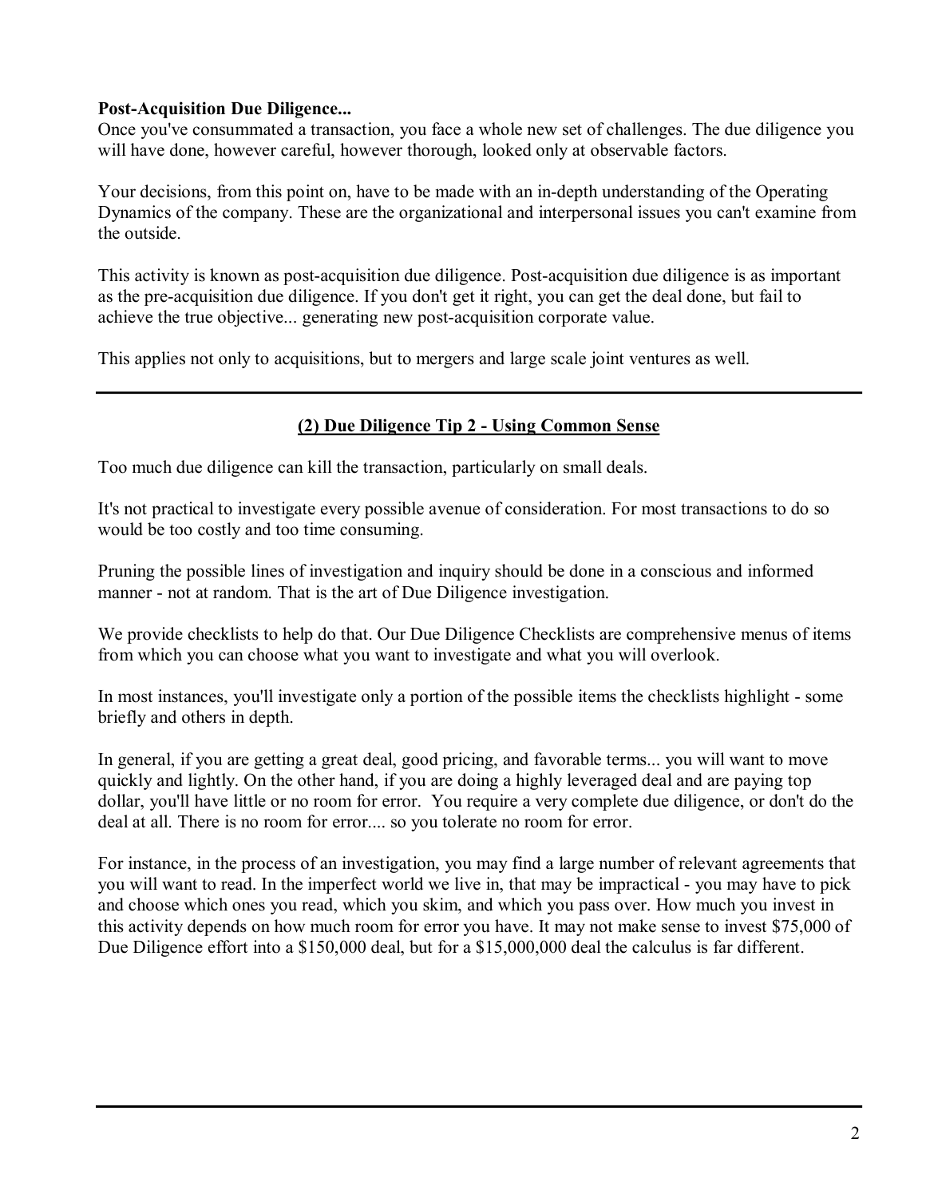**Post-Acquisition Due Diligence...**
Once you've consummated a transaction, you face a whole new set of challenges. The due diligence you will have done, however careful, however thorough, looked only at observable factors.

Your decisions, from this point on, have to be made with an in-depth understanding of the Operating Dynamics of the company. These are the organizational and interpersonal issues you can't examine from the outside.

This activity is known as post-acquisition due diligence. Post-acquisition due diligence is as important as the pre-acquisition due diligence. If you don't get it right, you can get the deal done, but fail to achieve the true objective... generating new post-acquisition corporate value.

This applies not only to acquisitions, but to mergers and large scale joint ventures as well.

---

## (2) Due Diligence Tip 2 - Using Common Sense

Too much due diligence can kill the transaction, particularly on small deals.

It's not practical to investigate every possible avenue of consideration. For most transactions to do so would be too costly and too time consuming.

Pruning the possible lines of investigation and inquiry should be done in a conscious and informed manner - not at random. That is the art of Due Diligence investigation.

We provide checklists to help do that. Our Due Diligence Checklists are comprehensive menus of items from which you can choose what you want to investigate and what you will overlook.

In most instances, you'll investigate only a portion of the possible items the checklists highlight - some briefly and others in depth.

In general, if you are getting a great deal, good pricing, and favorable terms... you will want to move quickly and lightly. On the other hand, if you are doing a highly leveraged deal and are paying top dollar, you'll have little or no room for error. You require a very complete due diligence, or don't do the deal at all. There is no room for error.... so you tolerate no room for error.

For instance, in the process of an investigation, you may find a large number of relevant agreements that you will want to read. In the imperfect world we live in, that may be impractical - you may have to pick and choose which ones you read, which you skim, and which you pass over. How much you invest in this activity depends on how much room for error you have. It may not make sense to invest $75,000 of Due Diligence effort into a $150,000 deal, but for a $15,000,000 deal the calculus is far different.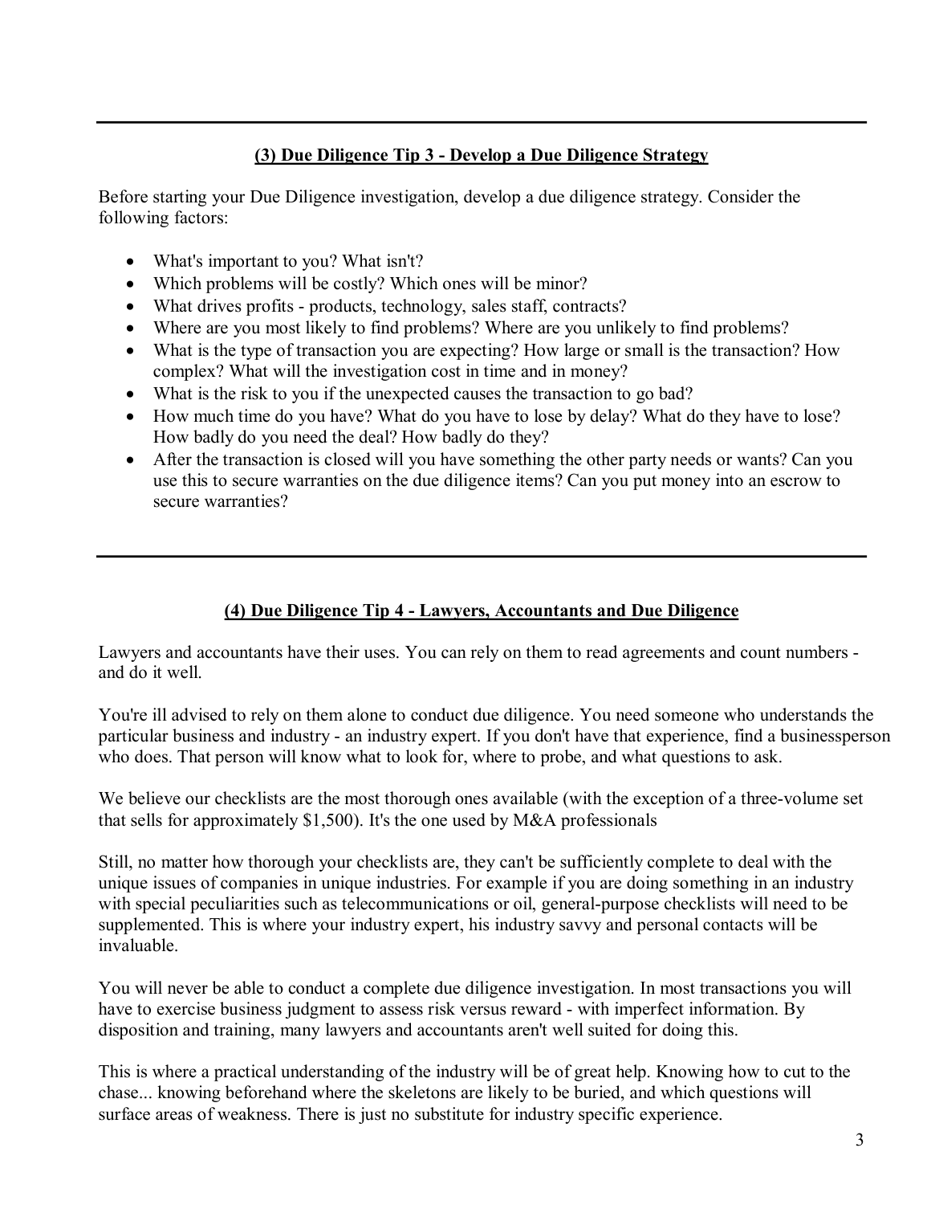---

## (3) Due Diligence Tip 3 - Develop a Due Diligence Strategy

Before starting your Due Diligence investigation, develop a due diligence strategy. Consider the following factors:

- What's important to you? What isn't?
- Which problems will be costly? Which ones will be minor?
- What drives profits - products, technology, sales staff, contracts?
- Where are you most likely to find problems? Where are you unlikely to find problems?
- What is the type of transaction you are expecting? How large or small is the transaction? How complex? What will the investigation cost in time and in money?
- What is the risk to you if the unexpected causes the transaction to go bad?
- How much time do you have? What do you have to lose by delay? What do they have to lose? How badly do you need the deal? How badly do they?
- After the transaction is closed will you have something the other party needs or wants? Can you use this to secure warranties on the due diligence items? Can you put money into an escrow to secure warranties?

---

## (4) Due Diligence Tip 4 - Lawyers, Accountants and Due Diligence

Lawyers and accountants have their uses. You can rely on them to read agreements and count numbers - and do it well.

You're ill advised to rely on them alone to conduct due diligence. You need someone who understands the particular business and industry - an industry expert. If you don't have that experience, find a businessperson who does. That person will know what to look for, where to probe, and what questions to ask.

We believe our checklists are the most thorough ones available (with the exception of a three-volume set that sells for approximately $1,500). It's the one used by M&A professionals

Still, no matter how thorough your checklists are, they can't be sufficiently complete to deal with the unique issues of companies in unique industries. For example if you are doing something in an industry with special peculiarities such as telecommunications or oil, general-purpose checklists will need to be supplemented. This is where your industry expert, his industry savvy and personal contacts will be invaluable.

You will never be able to conduct a complete due diligence investigation. In most transactions you will have to exercise business judgment to assess risk versus reward - with imperfect information. By disposition and training, many lawyers and accountants aren't well suited for doing this.

This is where a practical understanding of the industry will be of great help. Knowing how to cut to the chase... knowing beforehand where the skeletons are likely to be buried, and which questions will surface areas of weakness. There is just no substitute for industry specific experience.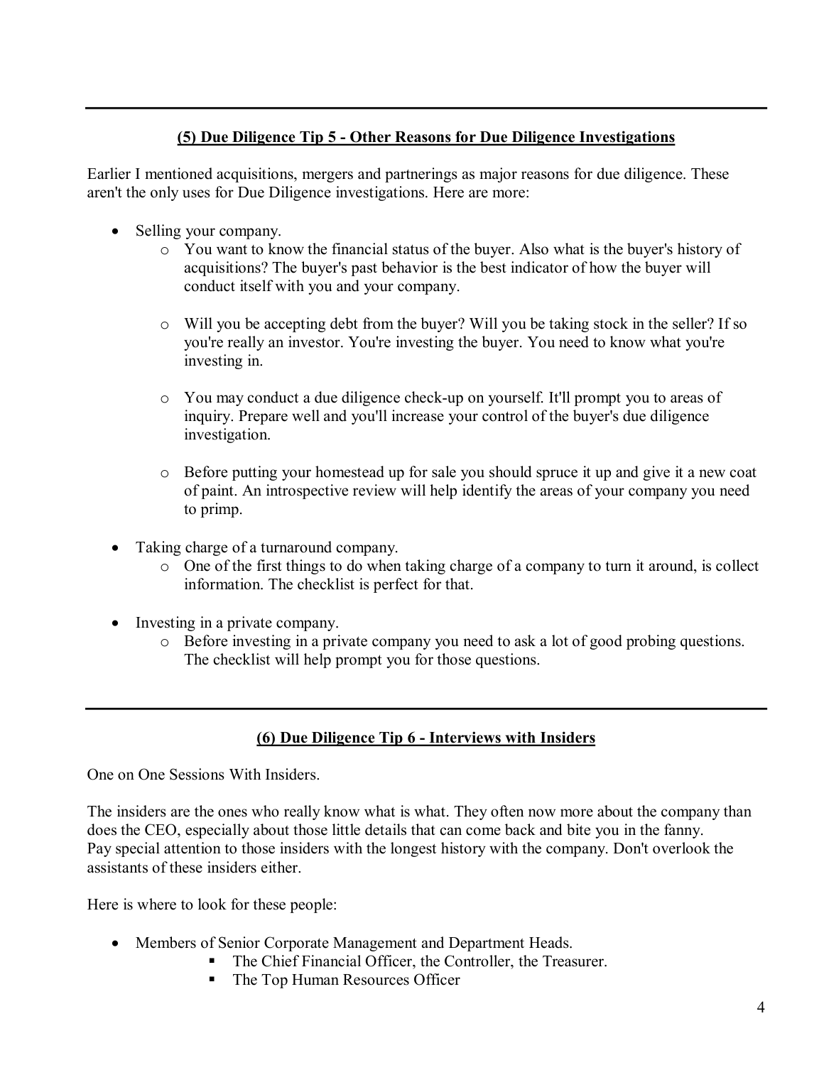---

## (5) Due Diligence Tip 5 - Other Reasons for Due Diligence Investigations

Earlier I mentioned acquisitions, mergers and partnerings as major reasons for due diligence. These aren't the only uses for Due Diligence investigations. Here are more:

- Selling your company.
    - You want to know the financial status of the buyer. Also what is the buyer's history of acquisitions? The buyer's past behavior is the best indicator of how the buyer will conduct itself with you and your company.
    - Will you be accepting debt from the buyer? Will you be taking stock in the seller? If so you're really an investor. You're investing the buyer. You need to know what you're investing in.
    - You may conduct a due diligence check-up on yourself. It'll prompt you to areas of inquiry. Prepare well and you'll increase your control of the buyer's due diligence investigation.
    - Before putting your homestead up for sale you should spruce it up and give it a new coat of paint. An introspective review will help identify the areas of your company you need to primp.
- Taking charge of a turnaround company.
    - One of the first things to do when taking charge of a company to turn it around, is collect information. The checklist is perfect for that.
- Investing in a private company.
    - Before investing in a private company you need to ask a lot of good probing questions. The checklist will help prompt you for those questions.

---

## (6) Due Diligence Tip 6 - Interviews with Insiders

One on One Sessions With Insiders.

The insiders are the ones who really know what is what. They often now more about the company than does the CEO, especially about those little details that can come back and bite you in the fanny.
Pay special attention to those insiders with the longest history with the company. Don't overlook the assistants of these insiders either.

Here is where to look for these people:

- Members of Senior Corporate Management and Department Heads.
    - The Chief Financial Officer, the Controller, the Treasurer.
    - The Top Human Resources Officer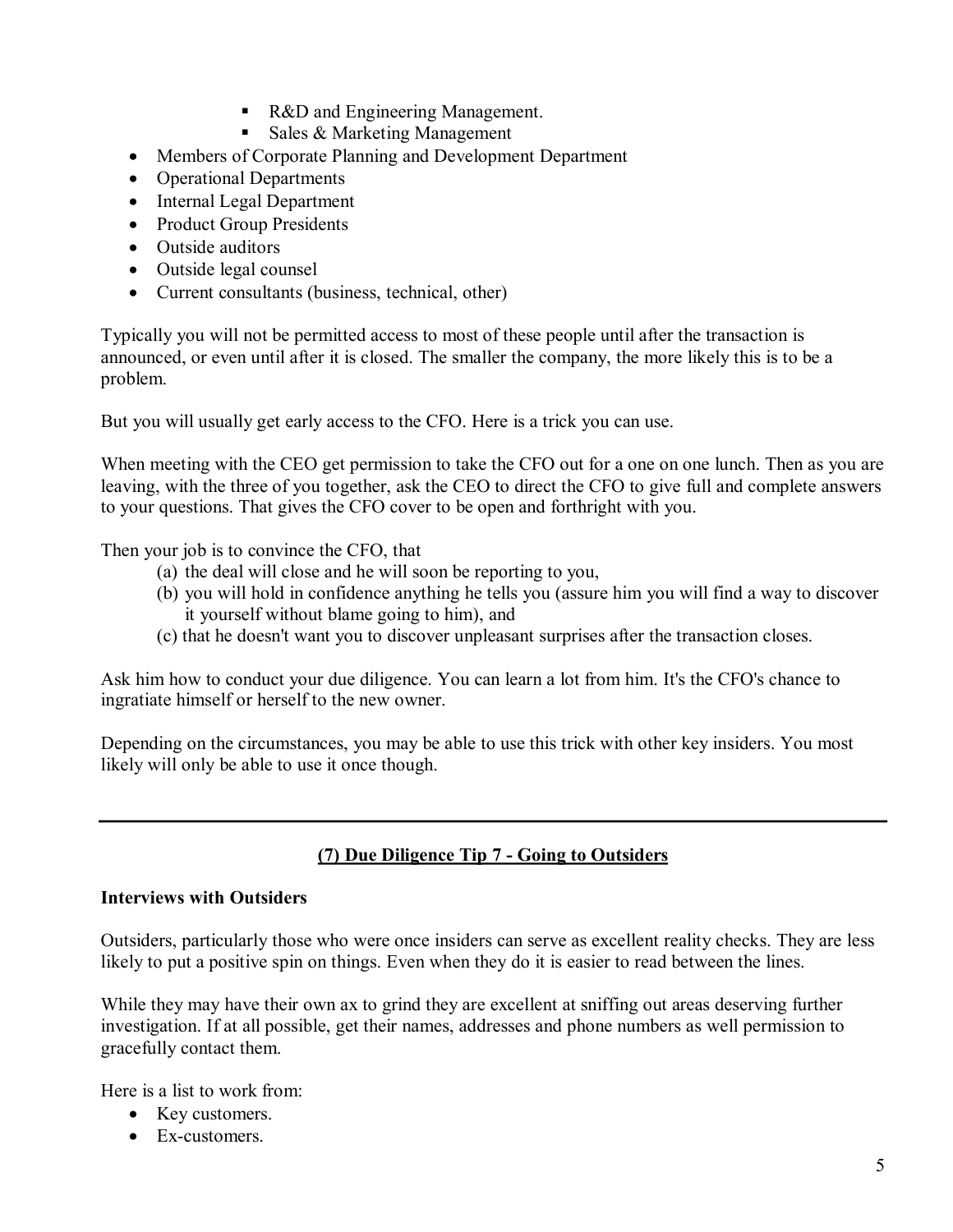- R&D and Engineering Management.
    - Sales & Marketing Management
- Members of Corporate Planning and Development Department
- Operational Departments
- Internal Legal Department
- Product Group Presidents
- Outside auditors
- Outside legal counsel
- Current consultants (business, technical, other)

Typically you will not be permitted access to most of these people until after the transaction is announced, or even until after it is closed. The smaller the company, the more likely this is to be a problem.

But you will usually get early access to the CFO. Here is a trick you can use.

When meeting with the CEO get permission to take the CFO out for a one on one lunch. Then as you are leaving, with the three of you together, ask the CEO to direct the CFO to give full and complete answers to your questions. That gives the CFO cover to be open and forthright with you.

Then your job is to convince the CFO, that

(a) the deal will close and he will soon be reporting to you,
(b) you will hold in confidence anything he tells you (assure him you will find a way to discover it yourself without blame going to him), and
(c) that he doesn't want you to discover unpleasant surprises after the transaction closes.

Ask him how to conduct your due diligence. You can learn a lot from him. It's the CFO's chance to ingratiate himself or herself to the new owner.

Depending on the circumstances, you may be able to use this trick with other key insiders. You most likely will only be able to use it once though.

---

## (7) Due Diligence Tip 7 - Going to Outsiders

**Interviews with Outsiders**

Outsiders, particularly those who were once insiders can serve as excellent reality checks. They are less likely to put a positive spin on things. Even when they do it is easier to read between the lines.

While they may have their own ax to grind they are excellent at sniffing out areas deserving further investigation. If at all possible, get their names, addresses and phone numbers as well permission to gracefully contact them.

Here is a list to work from:

- Key customers.
- Ex-customers.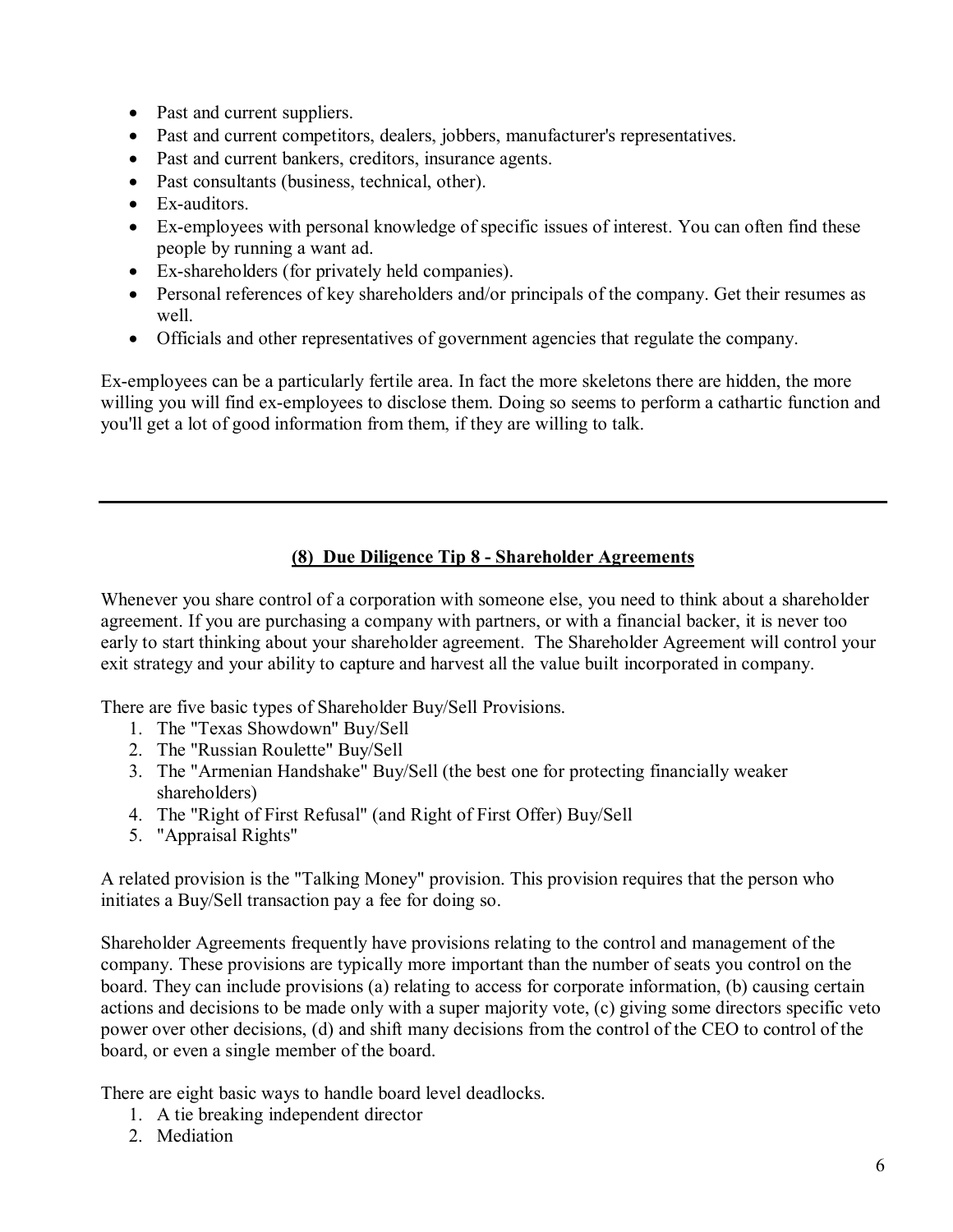- Past and current suppliers.
- Past and current competitors, dealers, jobbers, manufacturer's representatives.
- Past and current bankers, creditors, insurance agents.
- Past consultants (business, technical, other).
- Ex-auditors.
- Ex-employees with personal knowledge of specific issues of interest. You can often find these people by running a want ad.
- Ex-shareholders (for privately held companies).
- Personal references of key shareholders and/or principals of the company. Get their resumes as well.
- Officials and other representatives of government agencies that regulate the company.

Ex-employees can be a particularly fertile area. In fact the more skeletons there are hidden, the more willing you will find ex-employees to disclose them. Doing so seems to perform a cathartic function and you'll get a lot of good information from them, if they are willing to talk.

---

## (8) Due Diligence Tip 8 - Shareholder Agreements

Whenever you share control of a corporation with someone else, you need to think about a shareholder agreement. If you are purchasing a company with partners, or with a financial backer, it is never too early to start thinking about your shareholder agreement. The Shareholder Agreement will control your exit strategy and your ability to capture and harvest all the value built incorporated in company.

There are five basic types of Shareholder Buy/Sell Provisions.

1. The "Texas Showdown" Buy/Sell
2. The "Russian Roulette" Buy/Sell
3. The "Armenian Handshake" Buy/Sell (the best one for protecting financially weaker shareholders)
4. The "Right of First Refusal" (and Right of First Offer) Buy/Sell
5. "Appraisal Rights"

A related provision is the "Talking Money" provision. This provision requires that the person who initiates a Buy/Sell transaction pay a fee for doing so.

Shareholder Agreements frequently have provisions relating to the control and management of the company. These provisions are typically more important than the number of seats you control on the board. They can include provisions (a) relating to access for corporate information, (b) causing certain actions and decisions to be made only with a super majority vote, (c) giving some directors specific veto power over other decisions, (d) and shift many decisions from the control of the CEO to control of the board, or even a single member of the board.

There are eight basic ways to handle board level deadlocks.

1. A tie breaking independent director
2. Mediation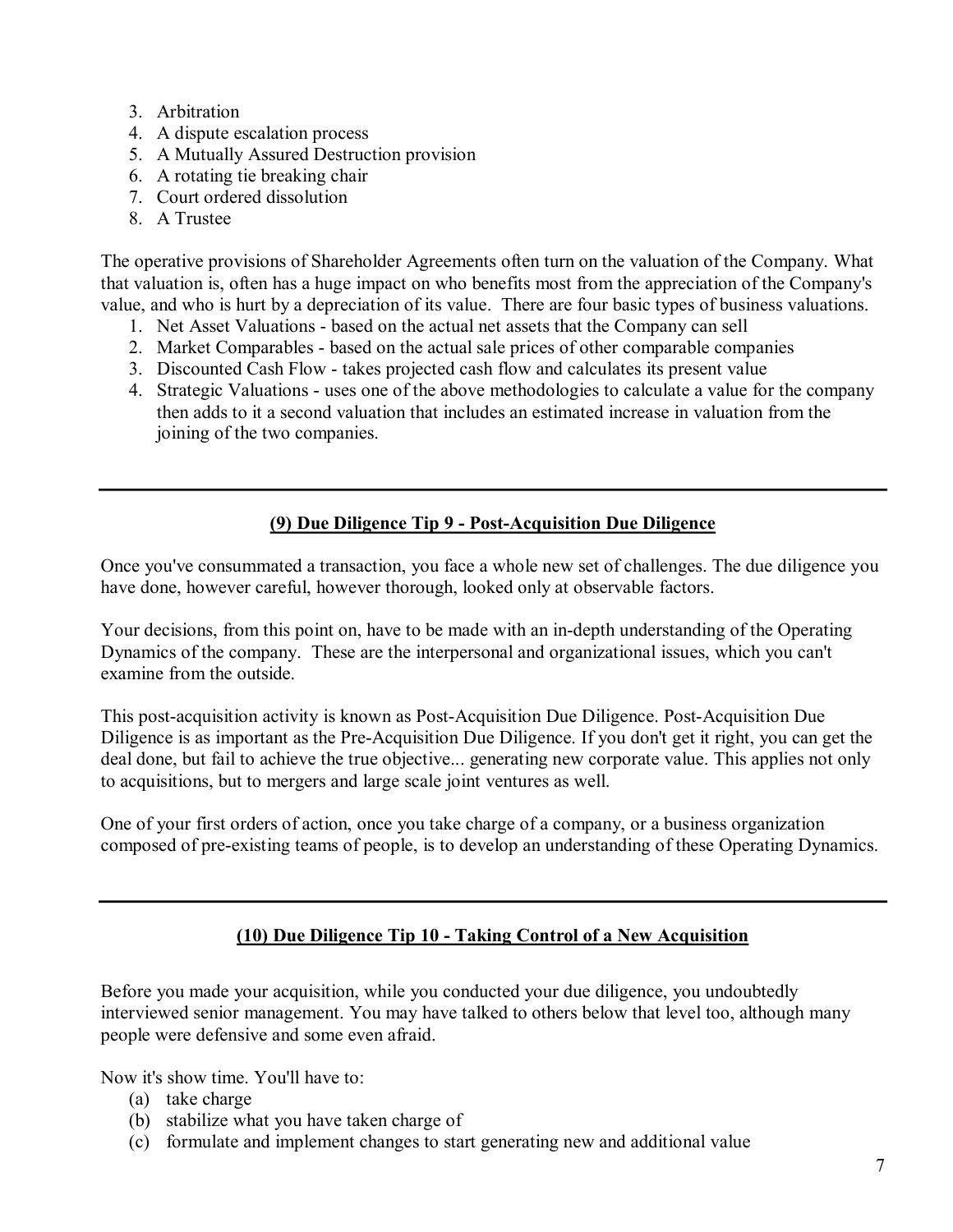3. Arbitration
4. A dispute escalation process
5. A Mutually Assured Destruction provision
6. A rotating tie breaking chair
7. Court ordered dissolution
8. A Trustee

The operative provisions of Shareholder Agreements often turn on the valuation of the Company. What that valuation is, often has a huge impact on who benefits most from the appreciation of the Company's value, and who is hurt by a depreciation of its value. There are four basic types of business valuations.

1. Net Asset Valuations - based on the actual net assets that the Company can sell
2. Market Comparables - based on the actual sale prices of other comparable companies
3. Discounted Cash Flow - takes projected cash flow and calculates its present value
4. Strategic Valuations - uses one of the above methodologies to calculate a value for the company then adds to it a second valuation that includes an estimated increase in valuation from the joining of the two companies.

---

## (9) Due Diligence Tip 9 - Post-Acquisition Due Diligence

Once you've consummated a transaction, you face a whole new set of challenges. The due diligence you have done, however careful, however thorough, looked only at observable factors.

Your decisions, from this point on, have to be made with an in-depth understanding of the Operating Dynamics of the company. These are the interpersonal and organizational issues, which you can't examine from the outside.

This post-acquisition activity is known as Post-Acquisition Due Diligence. Post-Acquisition Due Diligence is as important as the Pre-Acquisition Due Diligence. If you don't get it right, you can get the deal done, but fail to achieve the true objective... generating new corporate value. This applies not only to acquisitions, but to mergers and large scale joint ventures as well.

One of your first orders of action, once you take charge of a company, or a business organization composed of pre-existing teams of people, is to develop an understanding of these Operating Dynamics.

---

## (10) Due Diligence Tip 10 - Taking Control of a New Acquisition

Before you made your acquisition, while you conducted your due diligence, you undoubtedly interviewed senior management. You may have talked to others below that level too, although many people were defensive and some even afraid.

Now it's show time. You'll have to:

(a) take charge
(b) stabilize what you have taken charge of
(c) formulate and implement changes to start generating new and additional value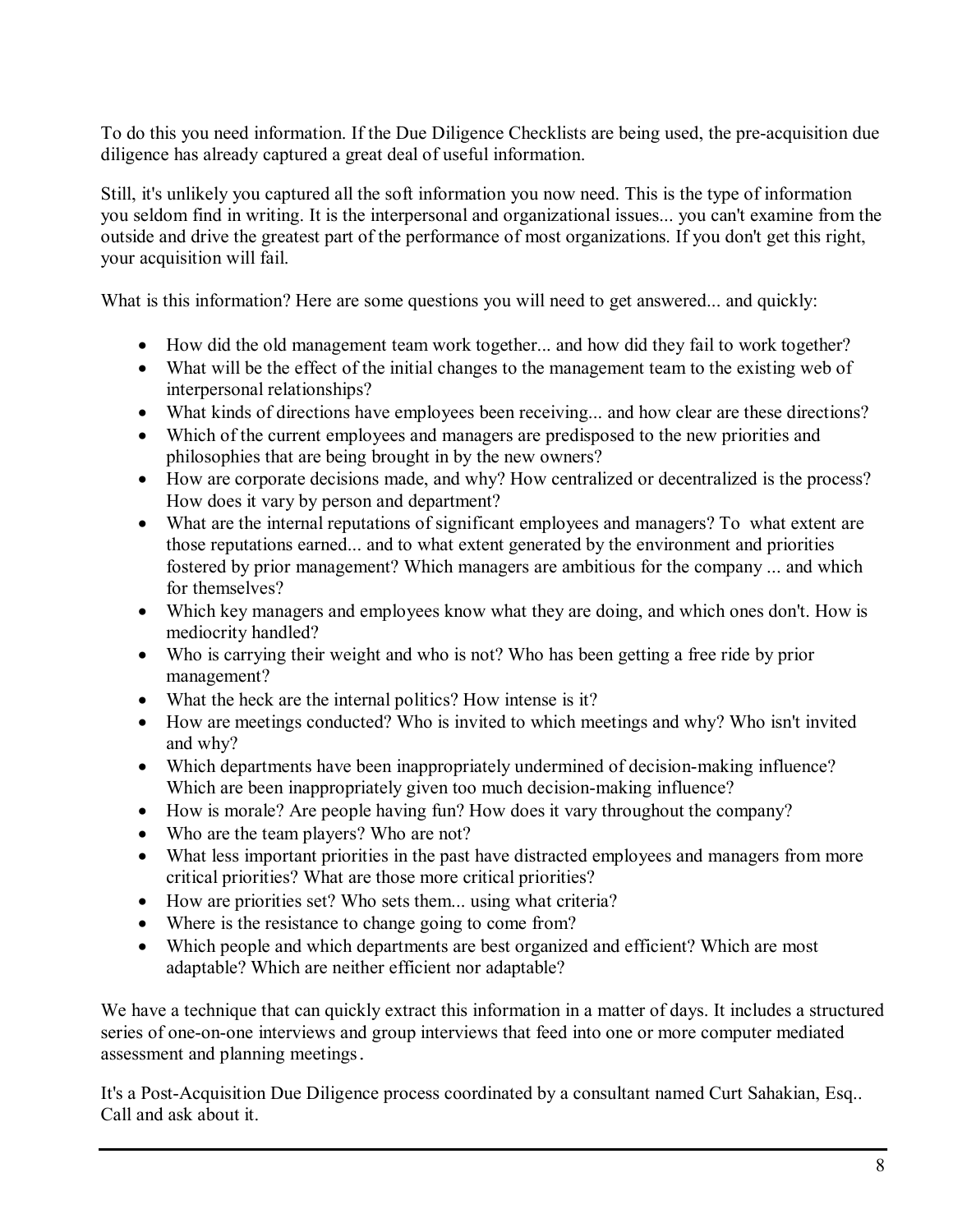To do this you need information. If the Due Diligence Checklists are being used, the pre-acquisition due diligence has already captured a great deal of useful information.

Still, it's unlikely you captured all the soft information you now need. This is the type of information you seldom find in writing. It is the interpersonal and organizational issues... you can't examine from the outside and drive the greatest part of the performance of most organizations. If you don't get this right, your acquisition will fail.

What is this information? Here are some questions you will need to get answered... and quickly:

- How did the old management team work together... and how did they fail to work together?
- What will be the effect of the initial changes to the management team to the existing web of interpersonal relationships?
- What kinds of directions have employees been receiving... and how clear are these directions?
- Which of the current employees and managers are predisposed to the new priorities and philosophies that are being brought in by the new owners?
- How are corporate decisions made, and why? How centralized or decentralized is the process? How does it vary by person and department?
- What are the internal reputations of significant employees and managers? To what extent are those reputations earned... and to what extent generated by the environment and priorities fostered by prior management? Which managers are ambitious for the company ... and which for themselves?
- Which key managers and employees know what they are doing, and which ones don't. How is mediocrity handled?
- Who is carrying their weight and who is not? Who has been getting a free ride by prior management?
- What the heck are the internal politics? How intense is it?
- How are meetings conducted? Who is invited to which meetings and why? Who isn't invited and why?
- Which departments have been inappropriately undermined of decision-making influence? Which are been inappropriately given too much decision-making influence?
- How is morale? Are people having fun? How does it vary throughout the company?
- Who are the team players? Who are not?
- What less important priorities in the past have distracted employees and managers from more critical priorities? What are those more critical priorities?
- How are priorities set? Who sets them... using what criteria?
- Where is the resistance to change going to come from?
- Which people and which departments are best organized and efficient? Which are most adaptable? Which are neither efficient nor adaptable?

We have a technique that can quickly extract this information in a matter of days. It includes a structured series of one-on-one interviews and group interviews that feed into one or more computer mediated assessment and planning meetings.

It's a Post-Acquisition Due Diligence process coordinated by a consultant named Curt Sahakian, Esq.. Call and ask about it.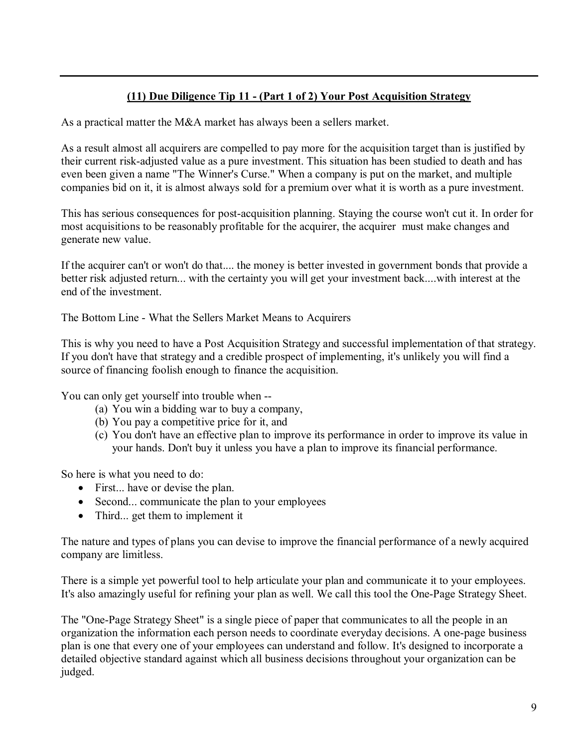## (11) Due Diligence Tip 11 - (Part 1 of 2) Your Post Acquisition Strategy

As a practical matter the M&A market has always been a sellers market.

As a result almost all acquirers are compelled to pay more for the acquisition target than is justified by their current risk-adjusted value as a pure investment. This situation has been studied to death and has even been given a name "The Winner's Curse." When a company is put on the market, and multiple companies bid on it, it is almost always sold for a premium over what it is worth as a pure investment.

This has serious consequences for post-acquisition planning. Staying the course won't cut it. In order for most acquisitions to be reasonably profitable for the acquirer, the acquirer must make changes and generate new value.

If the acquirer can't or won't do that.... the money is better invested in government bonds that provide a better risk adjusted return... with the certainty you will get your investment back....with interest at the end of the investment.

The Bottom Line - What the Sellers Market Means to Acquirers

This is why you need to have a Post Acquisition Strategy and successful implementation of that strategy. If you don't have that strategy and a credible prospect of implementing, it's unlikely you will find a source of financing foolish enough to finance the acquisition.

You can only get yourself into trouble when --

(a) You win a bidding war to buy a company,
(b) You pay a competitive price for it, and
(c) You don't have an effective plan to improve its performance in order to improve its value in your hands. Don't buy it unless you have a plan to improve its financial performance.

So here is what you need to do:

- First... have or devise the plan.
- Second... communicate the plan to your employees
- Third... get them to implement it

The nature and types of plans you can devise to improve the financial performance of a newly acquired company are limitless.

There is a simple yet powerful tool to help articulate your plan and communicate it to your employees. It's also amazingly useful for refining your plan as well. We call this tool the One-Page Strategy Sheet.

The "One-Page Strategy Sheet" is a single piece of paper that communicates to all the people in an organization the information each person needs to coordinate everyday decisions. A one-page business plan is one that every one of your employees can understand and follow. It's designed to incorporate a detailed objective standard against which all business decisions throughout your organization can be judged.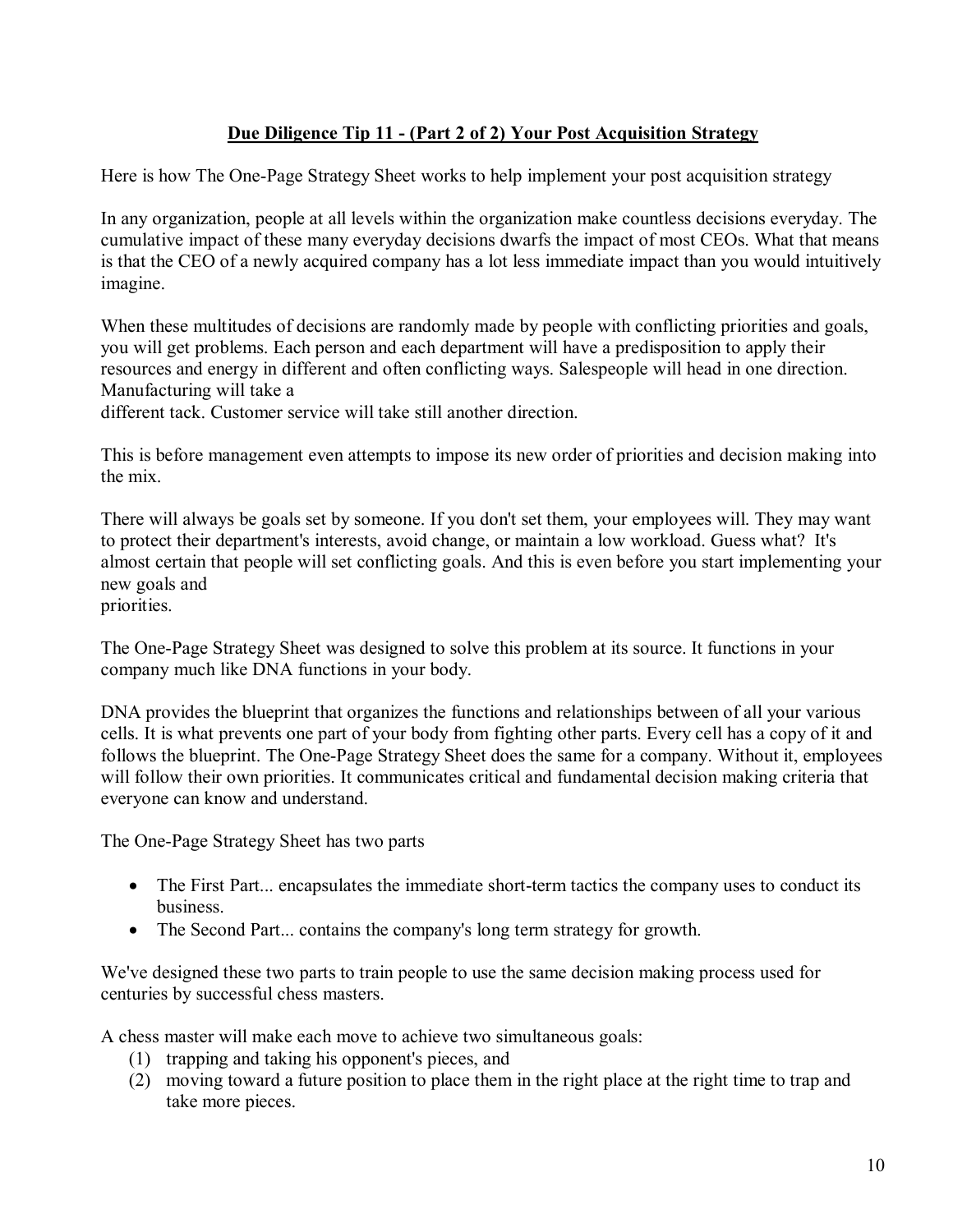## Due Diligence Tip 11 - (Part 2 of 2) Your Post Acquisition Strategy

Here is how The One-Page Strategy Sheet works to help implement your post acquisition strategy

In any organization, people at all levels within the organization make countless decisions everyday. The cumulative impact of these many everyday decisions dwarfs the impact of most CEOs. What that means is that the CEO of a newly acquired company has a lot less immediate impact than you would intuitively imagine.

When these multitudes of decisions are randomly made by people with conflicting priorities and goals, you will get problems. Each person and each department will have a predisposition to apply their resources and energy in different and often conflicting ways. Salespeople will head in one direction. Manufacturing will take a different tack. Customer service will take still another direction.

This is before management even attempts to impose its new order of priorities and decision making into the mix.

There will always be goals set by someone. If you don't set them, your employees will. They may want to protect their department's interests, avoid change, or maintain a low workload. Guess what? It's almost certain that people will set conflicting goals. And this is even before you start implementing your new goals and priorities.

The One-Page Strategy Sheet was designed to solve this problem at its source. It functions in your company much like DNA functions in your body.

DNA provides the blueprint that organizes the functions and relationships between of all your various cells. It is what prevents one part of your body from fighting other parts. Every cell has a copy of it and follows the blueprint. The One-Page Strategy Sheet does the same for a company. Without it, employees will follow their own priorities. It communicates critical and fundamental decision making criteria that everyone can know and understand.

The One-Page Strategy Sheet has two parts

- The First Part... encapsulates the immediate short-term tactics the company uses to conduct its business.
- The Second Part... contains the company's long term strategy for growth.

We've designed these two parts to train people to use the same decision making process used for centuries by successful chess masters.

A chess master will make each move to achieve two simultaneous goals:

1. trapping and taking his opponent's pieces, and
2. moving toward a future position to place them in the right place at the right time to trap and take more pieces.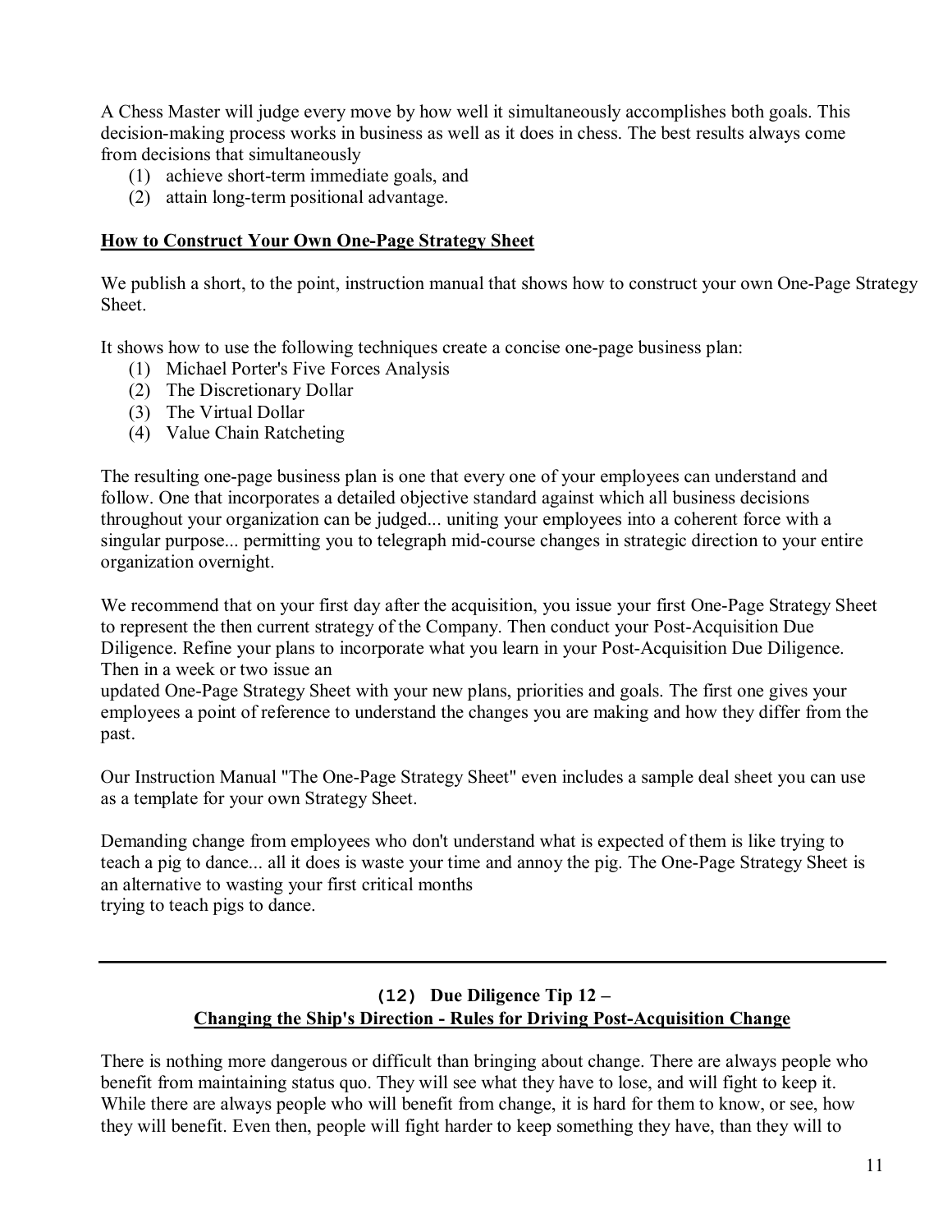A Chess Master will judge every move by how well it simultaneously accomplishes both goals. This decision-making process works in business as well as it does in chess. The best results always come from decisions that simultaneously

(1) achieve short-term immediate goals, and
(2) attain long-term positional advantage.

**How to Construct Your Own One-Page Strategy Sheet**

We publish a short, to the point, instruction manual that shows how to construct your own One-Page Strategy Sheet.

It shows how to use the following techniques create a concise one-page business plan:

(1) Michael Porter's Five Forces Analysis
(2) The Discretionary Dollar
(3) The Virtual Dollar
(4) Value Chain Ratcheting

The resulting one-page business plan is one that every one of your employees can understand and follow. One that incorporates a detailed objective standard against which all business decisions throughout your organization can be judged... uniting your employees into a coherent force with a singular purpose... permitting you to telegraph mid-course changes in strategic direction to your entire organization overnight.

We recommend that on your first day after the acquisition, you issue your first One-Page Strategy Sheet to represent the then current strategy of the Company. Then conduct your Post-Acquisition Due Diligence. Refine your plans to incorporate what you learn in your Post-Acquisition Due Diligence. Then in a week or two issue an updated One-Page Strategy Sheet with your new plans, priorities and goals. The first one gives your employees a point of reference to understand the changes you are making and how they differ from the past.

Our Instruction Manual "The One-Page Strategy Sheet" even includes a sample deal sheet you can use as a template for your own Strategy Sheet.

Demanding change from employees who don't understand what is expected of them is like trying to teach a pig to dance... all it does is waste your time and annoy the pig. The One-Page Strategy Sheet is an alternative to wasting your first critical months trying to teach pigs to dance.

---

## (12) Due Diligence Tip 12 – Changing the Ship's Direction - Rules for Driving Post-Acquisition Change

There is nothing more dangerous or difficult than bringing about change. There are always people who benefit from maintaining status quo. They will see what they have to lose, and will fight to keep it. While there are always people who will benefit from change, it is hard for them to know, or see, how they will benefit. Even then, people will fight harder to keep something they have, than they will to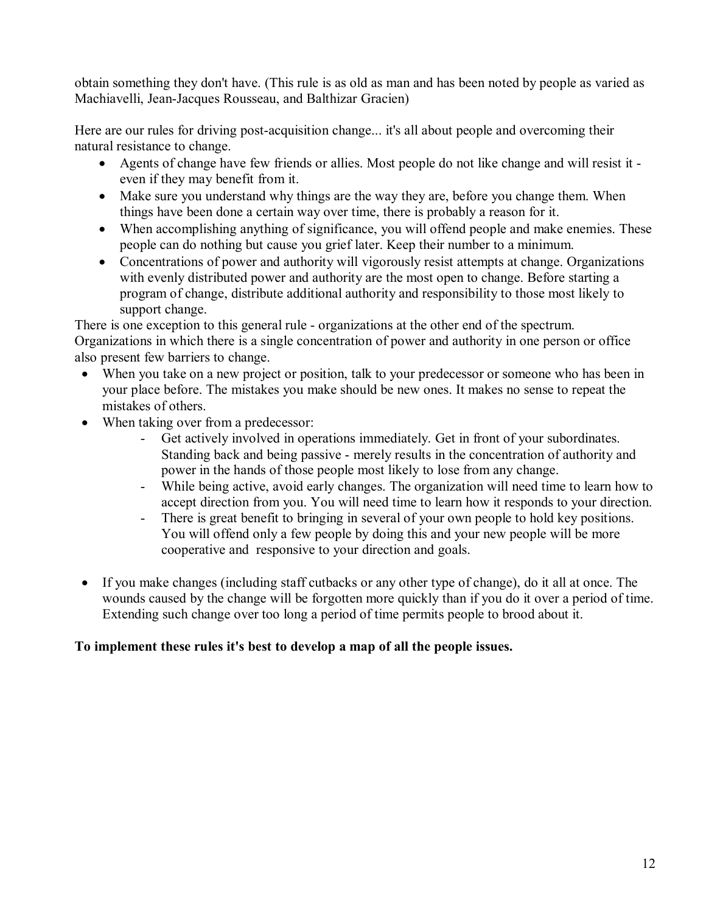obtain something they don't have. (This rule is as old as man and has been noted by people as varied as Machiavelli, Jean-Jacques Rousseau, and Balthizar Gracien)

Here are our rules for driving post-acquisition change... it's all about people and overcoming their natural resistance to change.

- Agents of change have few friends or allies. Most people do not like change and will resist it - even if they may benefit from it.
- Make sure you understand why things are the way they are, before you change them. When things have been done a certain way over time, there is probably a reason for it.
- When accomplishing anything of significance, you will offend people and make enemies. These people can do nothing but cause you grief later. Keep their number to a minimum.
- Concentrations of power and authority will vigorously resist attempts at change. Organizations with evenly distributed power and authority are the most open to change. Before starting a program of change, distribute additional authority and responsibility to those most likely to support change.

There is one exception to this general rule - organizations at the other end of the spectrum. Organizations in which there is a single concentration of power and authority in one person or office also present few barriers to change.

- When you take on a new project or position, talk to your predecessor or someone who has been in your place before. The mistakes you make should be new ones. It makes no sense to repeat the mistakes of others.
- When taking over from a predecessor:
  - Get actively involved in operations immediately. Get in front of your subordinates. Standing back and being passive - merely results in the concentration of authority and power in the hands of those people most likely to lose from any change.
  - While being active, avoid early changes. The organization will need time to learn how to accept direction from you. You will need time to learn how it responds to your direction.
  - There is great benefit to bringing in several of your own people to hold key positions. You will offend only a few people by doing this and your new people will be more cooperative and responsive to your direction and goals.
- If you make changes (including staff cutbacks or any other type of change), do it all at once. The wounds caused by the change will be forgotten more quickly than if you do it over a period of time. Extending such change over too long a period of time permits people to brood about it.

**To implement these rules it's best to develop a map of all the people issues.**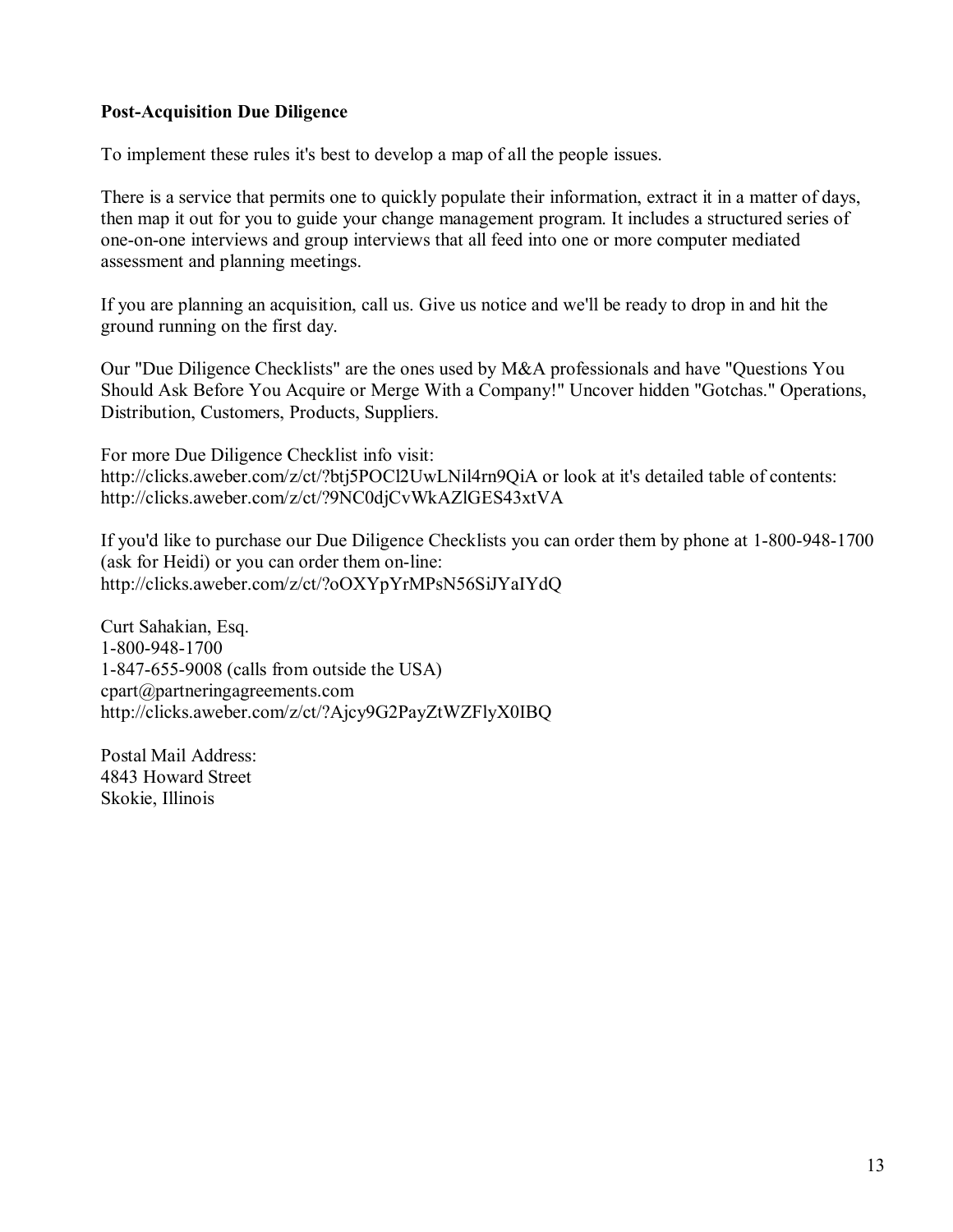**Post-Acquisition Due Diligence**

To implement these rules it's best to develop a map of all the people issues.

There is a service that permits one to quickly populate their information, extract it in a matter of days, then map it out for you to guide your change management program. It includes a structured series of one-on-one interviews and group interviews that all feed into one or more computer mediated assessment and planning meetings.

If you are planning an acquisition, call us. Give us notice and we'll be ready to drop in and hit the ground running on the first day.

Our "Due Diligence Checklists" are the ones used by M&A professionals and have "Questions You Should Ask Before You Acquire or Merge With a Company!" Uncover hidden "Gotchas." Operations, Distribution, Customers, Products, Suppliers.

For more Due Diligence Checklist info visit:
http://clicks.aweber.com/z/ct/?btj5POCl2UwLNil4rn9QiA or look at it's detailed table of contents:
http://clicks.aweber.com/z/ct/?9NC0djCvWkAZlGES43xtVA

If you'd like to purchase our Due Diligence Checklists you can order them by phone at 1-800-948-1700 (ask for Heidi) or you can order them on-line:
http://clicks.aweber.com/z/ct/?oOXYpYrMPsN56SiJYaIYdQ

Curt Sahakian, Esq.
1-800-948-1700
1-847-655-9008 (calls from outside the USA)
cpart@partneringagreements.com
http://clicks.aweber.com/z/ct/?Ajcy9G2PayZtWZFlyX0IBQ

Postal Mail Address:
4843 Howard Street
Skokie, Illinois